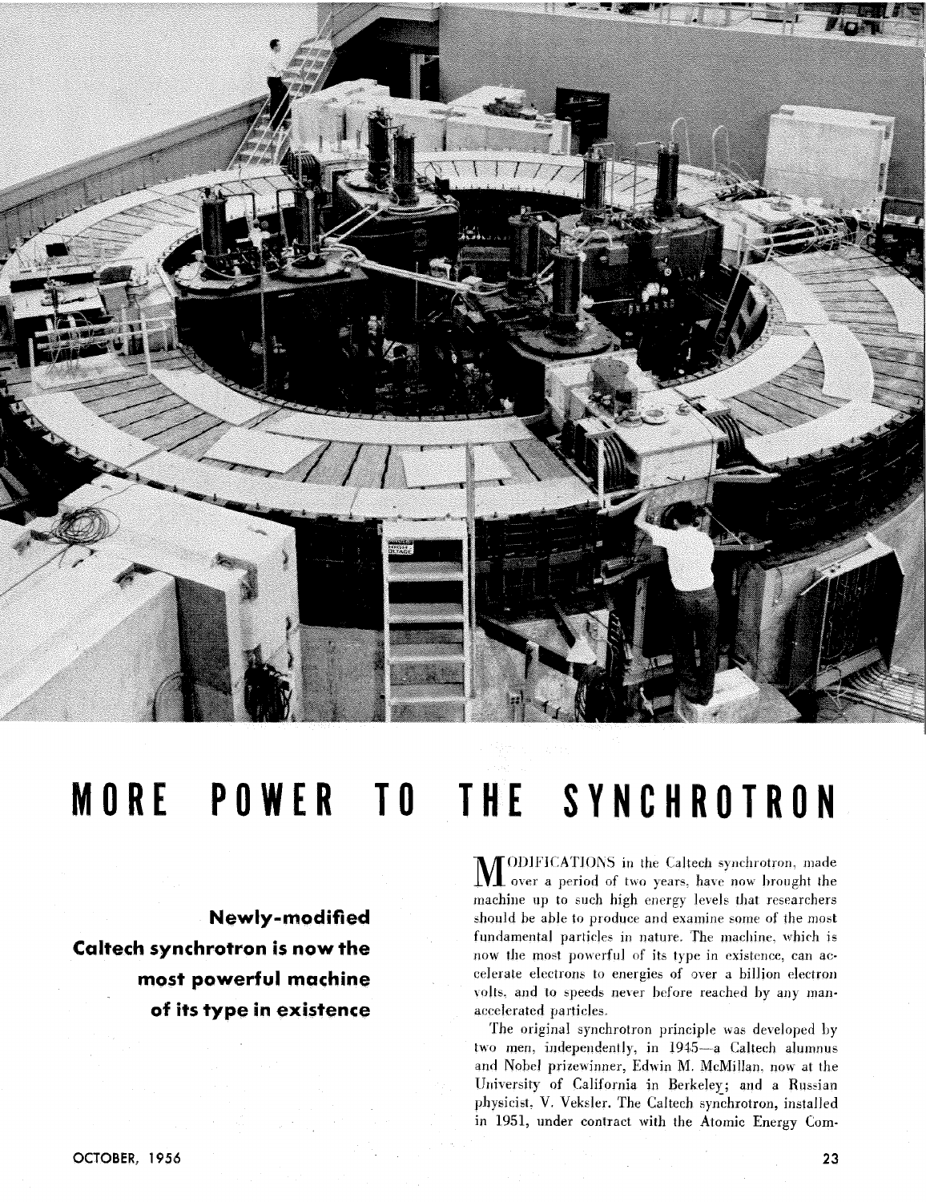# MORE POWER TO THE SYNCHROTRON

**Newly-modified Caltech synchrotron is now the most powerful machine of its type in existence**

MODIFICATIONS in the Caltech synchrotron, made over a period of two years, have now brought the machine up to such high energy levels that researchers should be able to produce and examine some of the most fundamental particles in nature. The machine, which is now the most powerful of its type in existence, can accelerate electrons to energies of over a billion electron volts, and to speeds never before reached by any man-accelerated particles.

The original synchrotron principle was developed by two men, independently, in 1945—a Caltech alumnus and Nobel prizewinner, Edwin M. McMillan, now at the University of California in Berkeley; and a Russian physicist, V. Veksler. The Caltech synchrotron, installed in 1951, under contract with the Atomic Energy Com-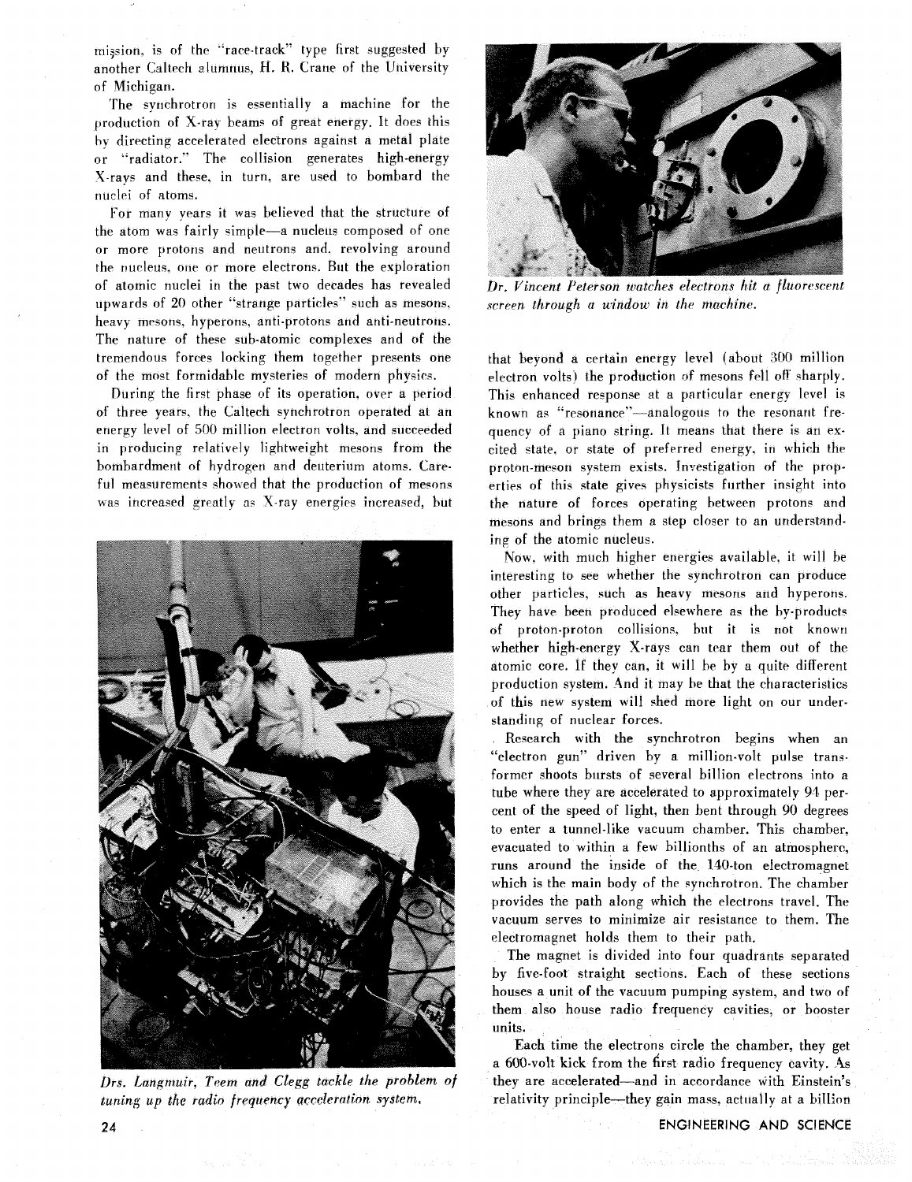mission, is of the "race-track" type first suggested by another Caltech alumnus, H. R. Crane of the University of Michigan.

The synchrotron is essentially a machine for the production of X-ray beams of great energy. It does this by directing accelerated electrons against a metal plate or "radiator." The collision generates high-energy X-rays and these, in turn, are used to bombard the nuclei of atoms.

For many years it was believed that the structure of the atom was fairly simple—a nucleus composed of one or more protons and neutrons and, revolving around the nucleus, one or more electrons. But the exploration of atomic nuclei in the past two decades has revealed upwards of 20 other "strange particles" such as mesons, heavy mesons, hyperons, anti-protons and anti-neutrons. The nature of these sub-atomic complexes and of the tremendous forces locking them together presents one of the most formidable mysteries of modern physics.

During the first phase of its operation, over a period of three years, the Caltech synchrotron operated at an energy level of 500 million electron volts, and succeeded in producing relatively lightweight mesons from the bombardment of hydrogen and deuterium atoms. Careful measurements showed that the production of mesons was increased greatly as X-ray energies increased, but that beyond a certain energy level (about 300 million electron volts) the production of mesons fell off sharply. This enhanced response at a particular energy level is known as "resonance"—analogous to the resonant frequency of a piano string. It means that there is an excited state, or state of preferred energy, in which the proton-meson system exists. Investigation of the properties of this state gives physicists further insight into the nature of forces operating between protons and mesons and brings them a step closer to an understanding of the atomic nucleus.

*Dr. Vincent Peterson watches electrons hit a fluorescent screen through a window in the machine.*

*Drs. Langmuir, Teem and Clegg tackle the problem of tuning up the radio frequency acceleration system.*

Now, with much higher energies available, it will be interesting to see whether the synchrotron can produce other particles, such as heavy mesons and hyperons. They have been produced elsewhere as the by-products of proton-proton collisions, but it is not known whether high-energy X-rays can tear them out of the atomic core. If they can, it will be by a quite different production system. And it may be that the characteristics of this new system will shed more light on our understanding of nuclear forces.

Research with the synchrotron begins when an "electron gun" driven by a million-volt pulse transformer shoots bursts of several billion electrons into a tube where they are accelerated to approximately 94 percent of the speed of light, then bent through 90 degrees to enter a tunnel-like vacuum chamber. This chamber, evacuated to within a few billionths of an atmosphere, runs around the inside of the 140-ton electromagnet which is the main body of the synchrotron. The chamber provides the path along which the electrons travel. The vacuum serves to minimize air resistance to them. The electromagnet holds them to their path.

The magnet is divided into four quadrants separated by five-foot straight sections. Each of these sections houses a unit of the vacuum pumping system, and two of them also house radio frequency cavities, or booster units.

Each time the electrons circle the chamber, they get a 600-volt kick from the first radio frequency cavity. As they are accelerated—and in accordance with Einstein's relativity principle—they gain mass, actually at a billion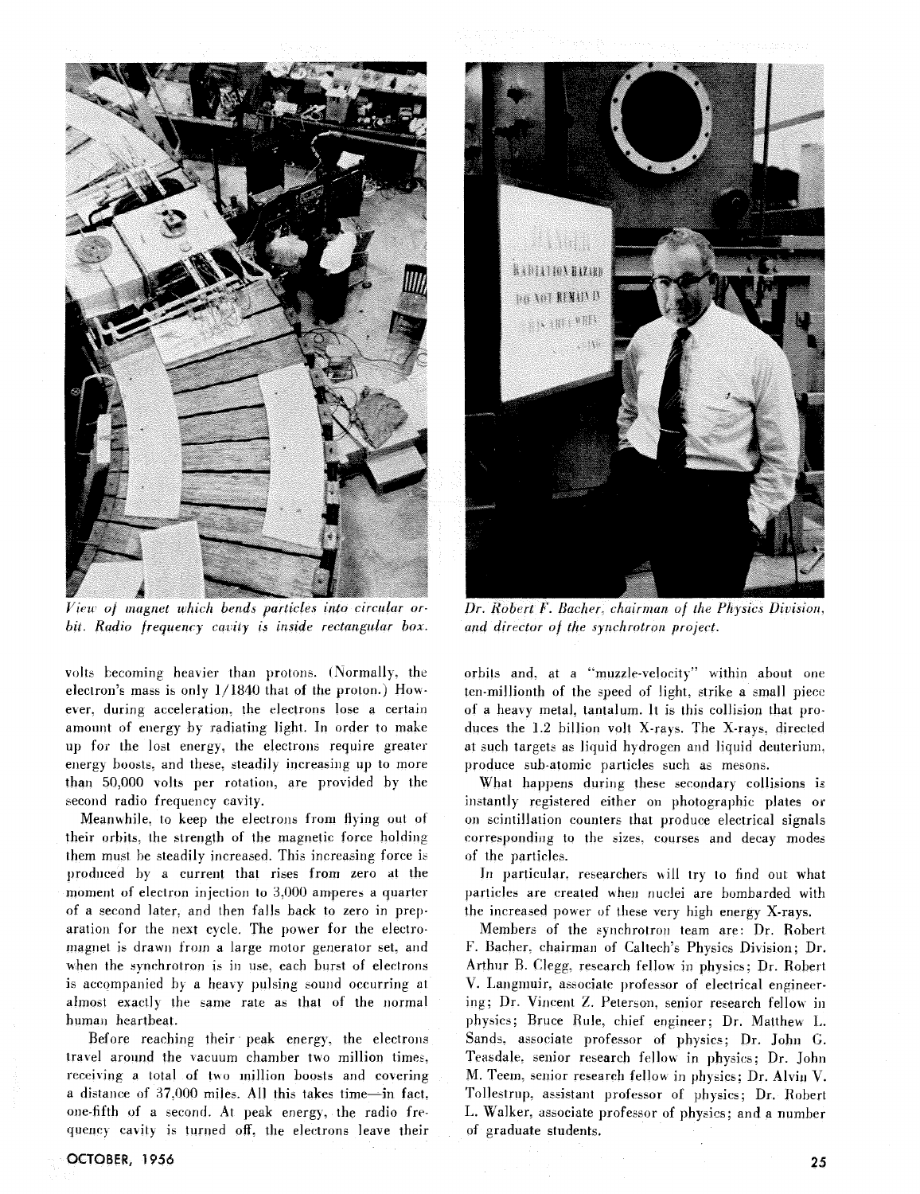*View of magnet which bends particles into circular orbit. Radio frequency cavity is inside rectangular box.*

*Dr. Robert F. Bacher, chairman of the Physics Division, and director of the synchrotron project.*

volts becoming heavier than protons. (Normally, the electron's mass is only 1/1840 that of the proton.) However, during acceleration, the electrons lose a certain amount of energy by radiating light. In order to make up for the lost energy, the electrons require greater energy boosts, and these, steadily increasing up to more than 50,000 volts per rotation, are provided by the second radio frequency cavity.

Meanwhile, to keep the electrons from flying out of their orbits, the strength of the magnetic force holding them must be steadily increased. This increasing force is produced by a current that rises from zero at the moment of electron injection to 3,000 amperes a quarter of a second later, and then falls back to zero in preparation for the next cycle. The power for the electromagnet is drawn from a large motor generator set, and when the synchrotron is in use, each burst of electrons is accompanied by a heavy pulsing sound occurring at almost exactly the same rate as that of the normal human heartbeat.

Before reaching their peak energy, the electrons travel around the vacuum chamber two million times, receiving a total of two million boosts and covering a distance of 37,000 miles. All this takes time—in fact, one-fifth of a second. At peak energy, the radio frequency cavity is turned off, the electrons leave their orbits and, at a "muzzle-velocity" within about one ten-millionth of the speed of light, strike a small piece of a heavy metal, tantalum. It is this collision that produces the 1.2 billion volt X-rays. The X-rays, directed at such targets as liquid hydrogen and liquid deuterium, produce sub-atomic particles such as mesons.

What happens during these secondary collisions is instantly registered either on photographic plates or on scintillation counters that produce electrical signals corresponding to the sizes, courses and decay modes of the particles.

In particular, researchers will try to find out what particles are created when nuclei are bombarded with the increased power of these very high energy X-rays.

Members of the synchrotron team are: Dr. Robert F. Bacher, chairman of Caltech's Physics Division; Dr. Arthur B. Clegg, research fellow in physics; Dr. Robert V. Langmuir, associate professor of electrical engineering; Dr. Vincent Z. Peterson, senior research fellow in physics; Bruce Rule, chief engineer; Dr. Matthew L. Sands, associate professor of physics; Dr. John G. Teasdale, senior research fellow in physics; Dr. John M. Teem, senior research fellow in physics; Dr. Alvin V. Tollestrup, assistant professor of physics; Dr. Robert L. Walker, associate professor of physics; and a number of graduate students.